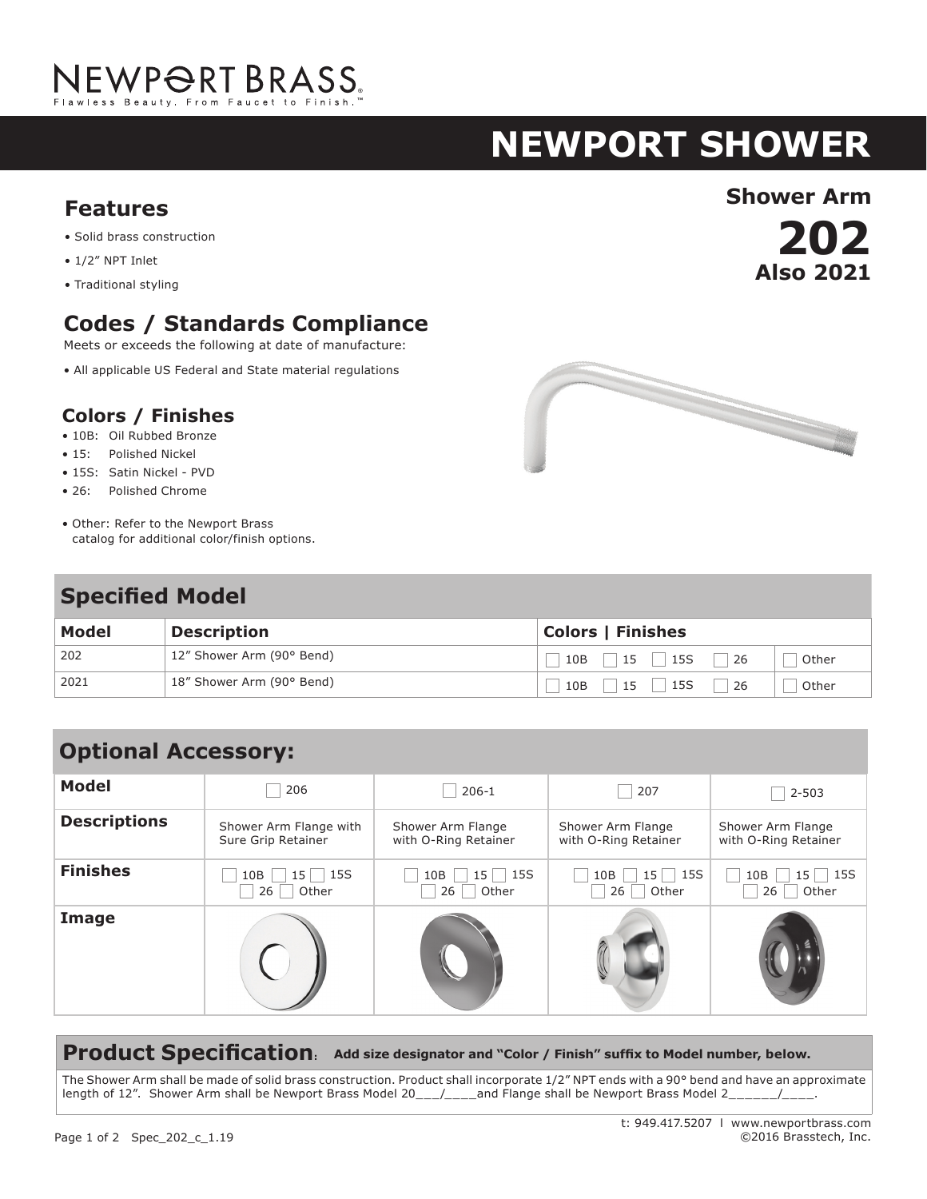NEWPORT BRASS
Flawless Beauty. From Faucet to Finish.™

# NEWPORT SHOWER

**Shower Arm**

**202**

**Also 2021**

## Features

- Solid brass construction
- 1/2" NPT Inlet
- Traditional styling

## Codes / Standards Compliance

Meets or exceeds the following at date of manufacture:

- All applicable US Federal and State material regulations

## Colors / Finishes

- 10B: Oil Rubbed Bronze
- 15: Polished Nickel
- 15S: Satin Nickel - PVD
- 26: Polished Chrome

- Other: Refer to the Newport Brass catalog for additional color/finish options.

## Specified Model

| Model | Description | Colors \| Finishes | |
|---|---|---|---|
| 202 | 12" Shower Arm (90° Bend) | ☐ 10B ☐ 15 ☐ 15S ☐ 26 | ☐ Other |
| 2021 | 18" Shower Arm (90° Bend) | ☐ 10B ☐ 15 ☐ 15S ☐ 26 | ☐ Other |

## Optional Accessory:

| Model | ☐ 206 | ☐ 206-1 | ☐ 207 | ☐ 2-503 |
|---|---|---|---|---|
| **Descriptions** | Shower Arm Flange with Sure Grip Retainer | Shower Arm Flange with O-Ring Retainer | Shower Arm Flange with O-Ring Retainer | Shower Arm Flange with O-Ring Retainer |
| **Finishes** | ☐ 10B ☐ 15 ☐ 15S ☐ 26 ☐ Other | ☐ 10B ☐ 15 ☐ 15S ☐ 26 ☐ Other | ☐ 10B ☐ 15 ☐ 15S ☐ 26 ☐ Other | ☐ 10B ☐ 15 ☐ 15S ☐ 26 ☐ Other |
| **Image** | | | | |

## Product Specification: Add size designator and "Color / Finish" suffix to Model number, below.

The Shower Arm shall be made of solid brass construction. Product shall incorporate 1/2" NPT ends with a 90° bend and have an approximate length of 12". Shower Arm shall be Newport Brass Model 20___/____and Flange shall be Newport Brass Model 2______/____.

t: 949.417.5207 l www.newportbrass.com
©2016 Brasstech, Inc.

Spec_202_c_1.19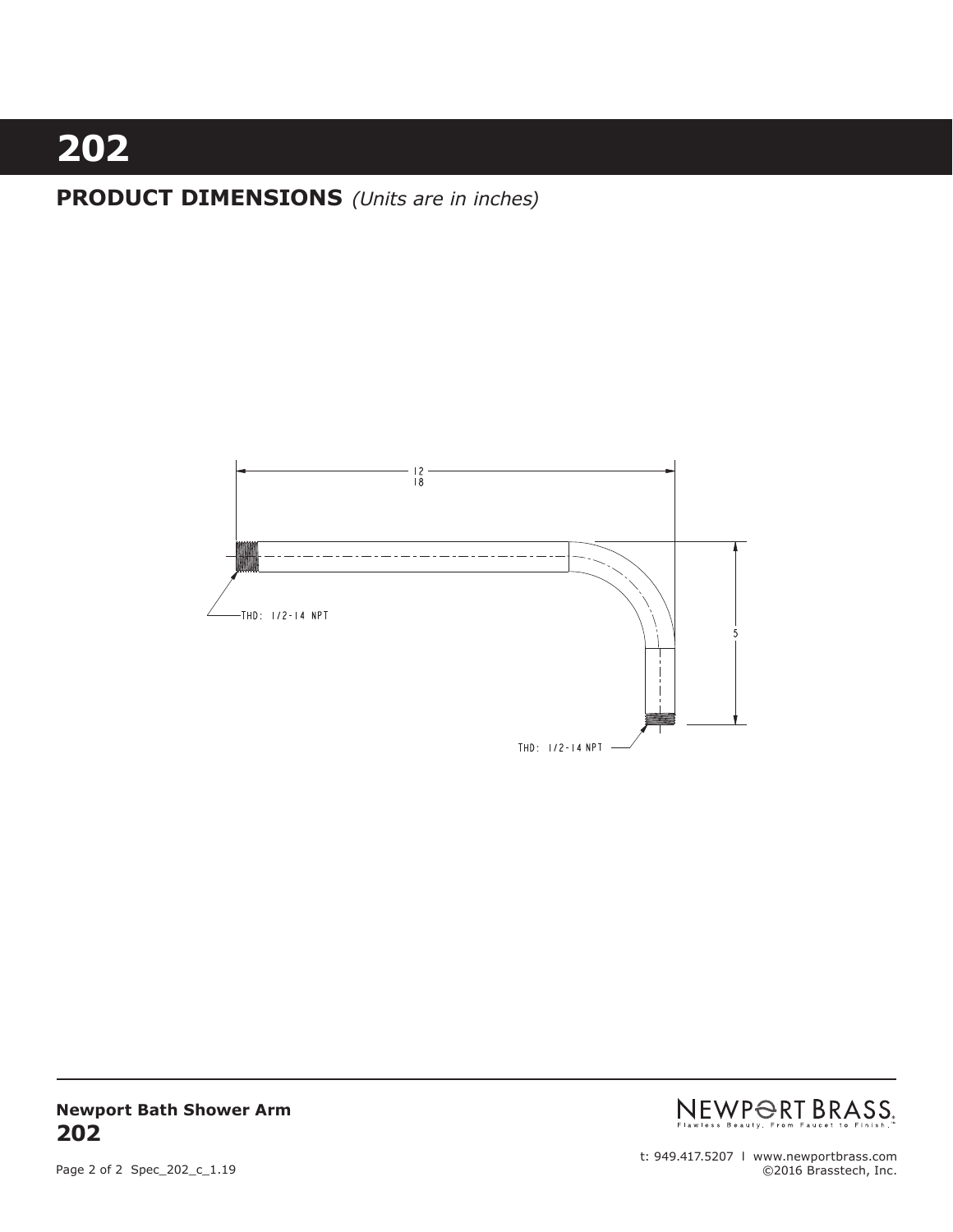# 202

## PRODUCT DIMENSIONS *(Units are in inches)*

12
18

5

THD: 1/2-14 NPT

THD: 1/2-14 NPT

**Newport Bath Shower Arm**
**202**

Spec_202_c_1.19

t: 949.417.5207 l www.newportbrass.com
©2016 Brasstech, Inc.